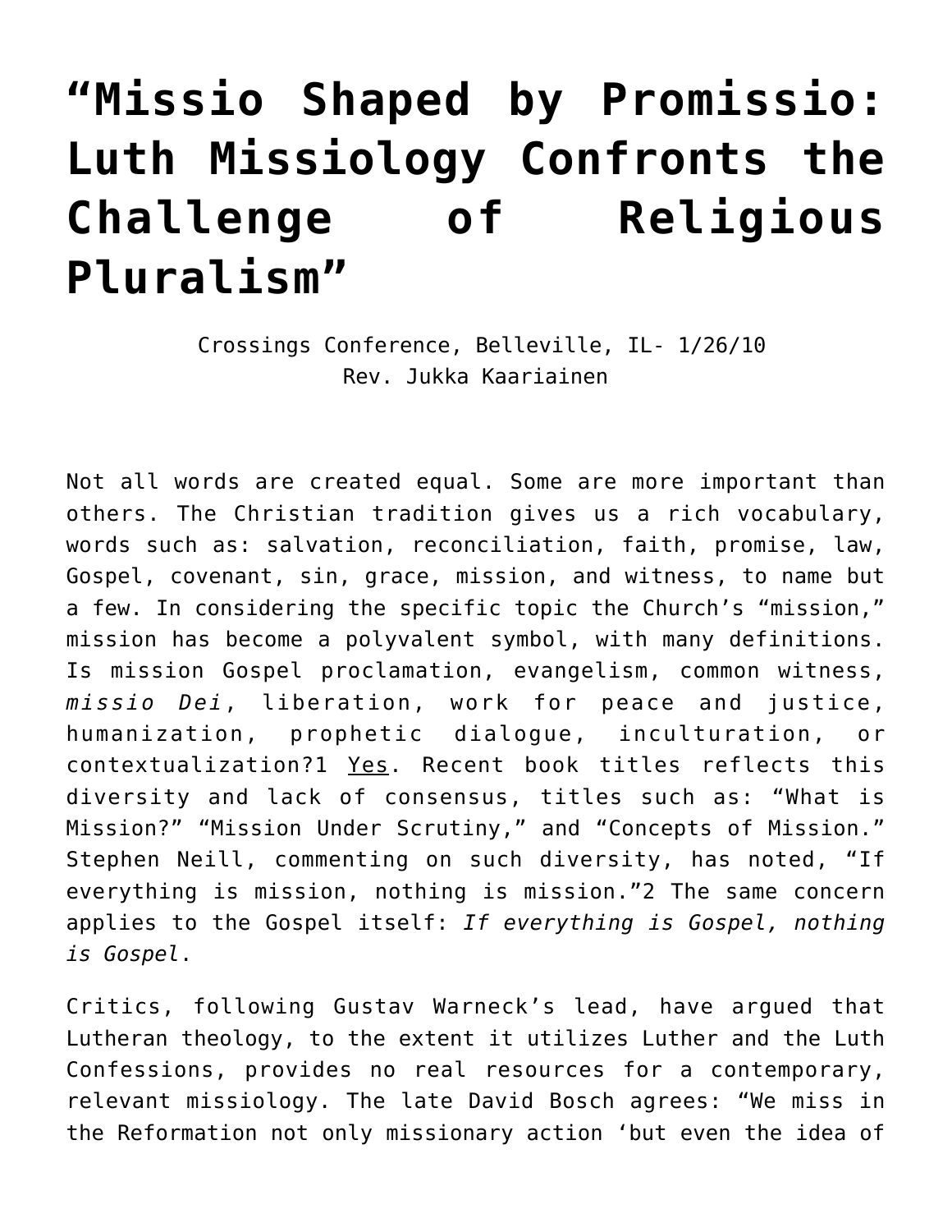# "Missio Shaped by Promissio: Luth Missiology Confronts the Challenge of Religious Pluralism"

Crossings Conference, Belleville, IL- 1/26/10
Rev. Jukka Kaariainen

Not all words are created equal. Some are more important than others. The Christian tradition gives us a rich vocabulary, words such as: salvation, reconciliation, faith, promise, law, Gospel, covenant, sin, grace, mission, and witness, to name but a few. In considering the specific topic the Church's "mission," mission has become a polyvalent symbol, with many definitions. Is mission Gospel proclamation, evangelism, common witness, *missio Dei*, liberation, work for peace and justice, humanization, prophetic dialogue, inculturation, or contextualization?1 Yes. Recent book titles reflects this diversity and lack of consensus, titles such as: "What is Mission?" "Mission Under Scrutiny," and "Concepts of Mission." Stephen Neill, commenting on such diversity, has noted, "If everything is mission, nothing is mission."2 The same concern applies to the Gospel itself: *If everything is Gospel, nothing is Gospel*.

Critics, following Gustav Warneck's lead, have argued that Lutheran theology, to the extent it utilizes Luther and the Luth Confessions, provides no real resources for a contemporary, relevant missiology. The late David Bosch agrees: "We miss in the Reformation not only missionary action 'but even the idea of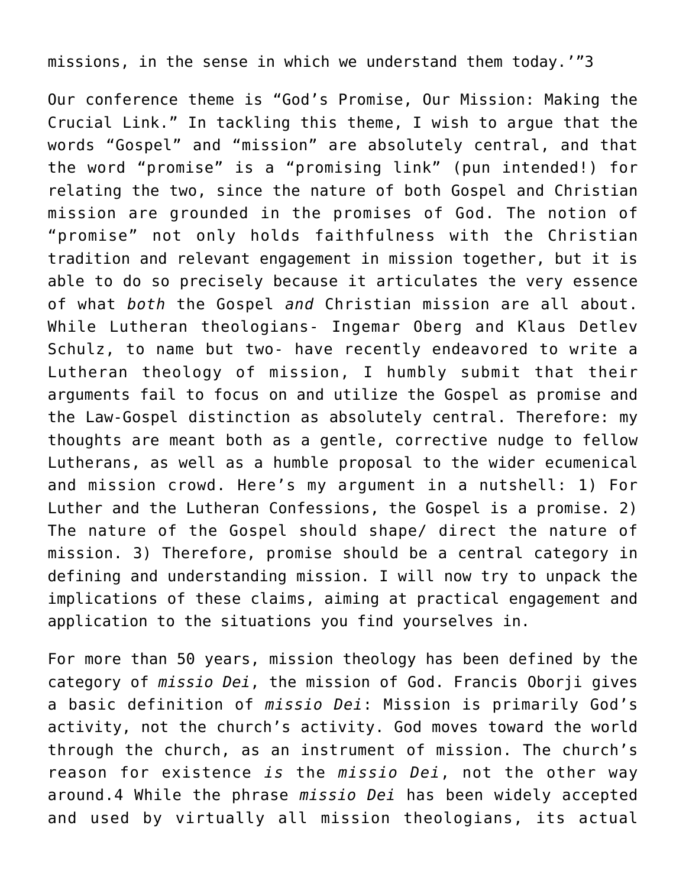missions, in the sense in which we understand them today.'"3

Our conference theme is "God's Promise, Our Mission: Making the Crucial Link." In tackling this theme, I wish to argue that the words "Gospel" and "mission" are absolutely central, and that the word "promise" is a "promising link" (pun intended!) for relating the two, since the nature of both Gospel and Christian mission are grounded in the promises of God. The notion of "promise" not only holds faithfulness with the Christian tradition and relevant engagement in mission together, but it is able to do so precisely because it articulates the very essence of what *both* the Gospel *and* Christian mission are all about. While Lutheran theologians- Ingemar Oberg and Klaus Detlev Schulz, to name but two- have recently endeavored to write a Lutheran theology of mission, I humbly submit that their arguments fail to focus on and utilize the Gospel as promise and the Law-Gospel distinction as absolutely central. Therefore: my thoughts are meant both as a gentle, corrective nudge to fellow Lutherans, as well as a humble proposal to the wider ecumenical and mission crowd. Here's my argument in a nutshell: 1) For Luther and the Lutheran Confessions, the Gospel is a promise. 2) The nature of the Gospel should shape/ direct the nature of mission. 3) Therefore, promise should be a central category in defining and understanding mission. I will now try to unpack the implications of these claims, aiming at practical engagement and application to the situations you find yourselves in.

For more than 50 years, mission theology has been defined by the category of *missio Dei*, the mission of God. Francis Oborji gives a basic definition of *missio Dei*: Mission is primarily God's activity, not the church's activity. God moves toward the world through the church, as an instrument of mission. The church's reason for existence *is* the *missio Dei*, not the other way around.4 While the phrase *missio Dei* has been widely accepted and used by virtually all mission theologians, its actual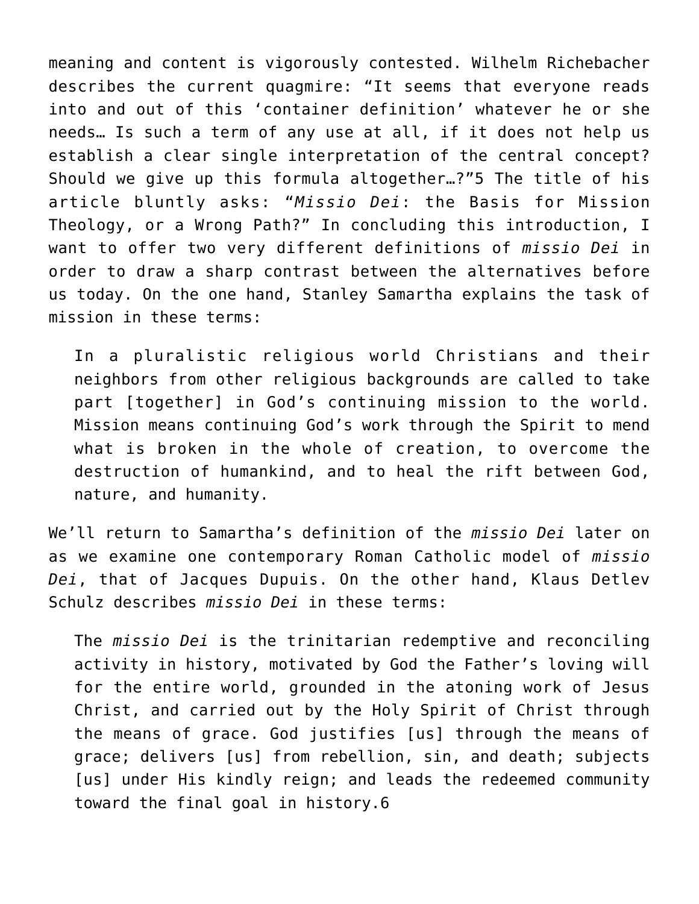meaning and content is vigorously contested. Wilhelm Richebacher describes the current quagmire: “It seems that everyone reads into and out of this ‘container definition’ whatever he or she needs… Is such a term of any use at all, if it does not help us establish a clear single interpretation of the central concept? Should we give up this formula altogether…?”[5] The title of his article bluntly asks: “*Missio Dei*: the Basis for Mission Theology, or a Wrong Path?” In concluding this introduction, I want to offer two very different definitions of *missio Dei* in order to draw a sharp contrast between the alternatives before us today. On the one hand, Stanley Samartha explains the task of mission in these terms:

> In a pluralistic religious world Christians and their neighbors from other religious backgrounds are called to take part [together] in God’s continuing mission to the world. Mission means continuing God’s work through the Spirit to mend what is broken in the whole of creation, to overcome the destruction of humankind, and to heal the rift between God, nature, and humanity.

We’ll return to Samartha’s definition of the *missio Dei* later on as we examine one contemporary Roman Catholic model of *missio Dei*, that of Jacques Dupuis. On the other hand, Klaus Detlev Schulz describes *missio Dei* in these terms:

> The *missio Dei* is the trinitarian redemptive and reconciling activity in history, motivated by God the Father’s loving will for the entire world, grounded in the atoning work of Jesus Christ, and carried out by the Holy Spirit of Christ through the means of grace. God justifies [us] through the means of grace; delivers [us] from rebellion, sin, and death; subjects [us] under His kindly reign; and leads the redeemed community toward the final goal in history.[6]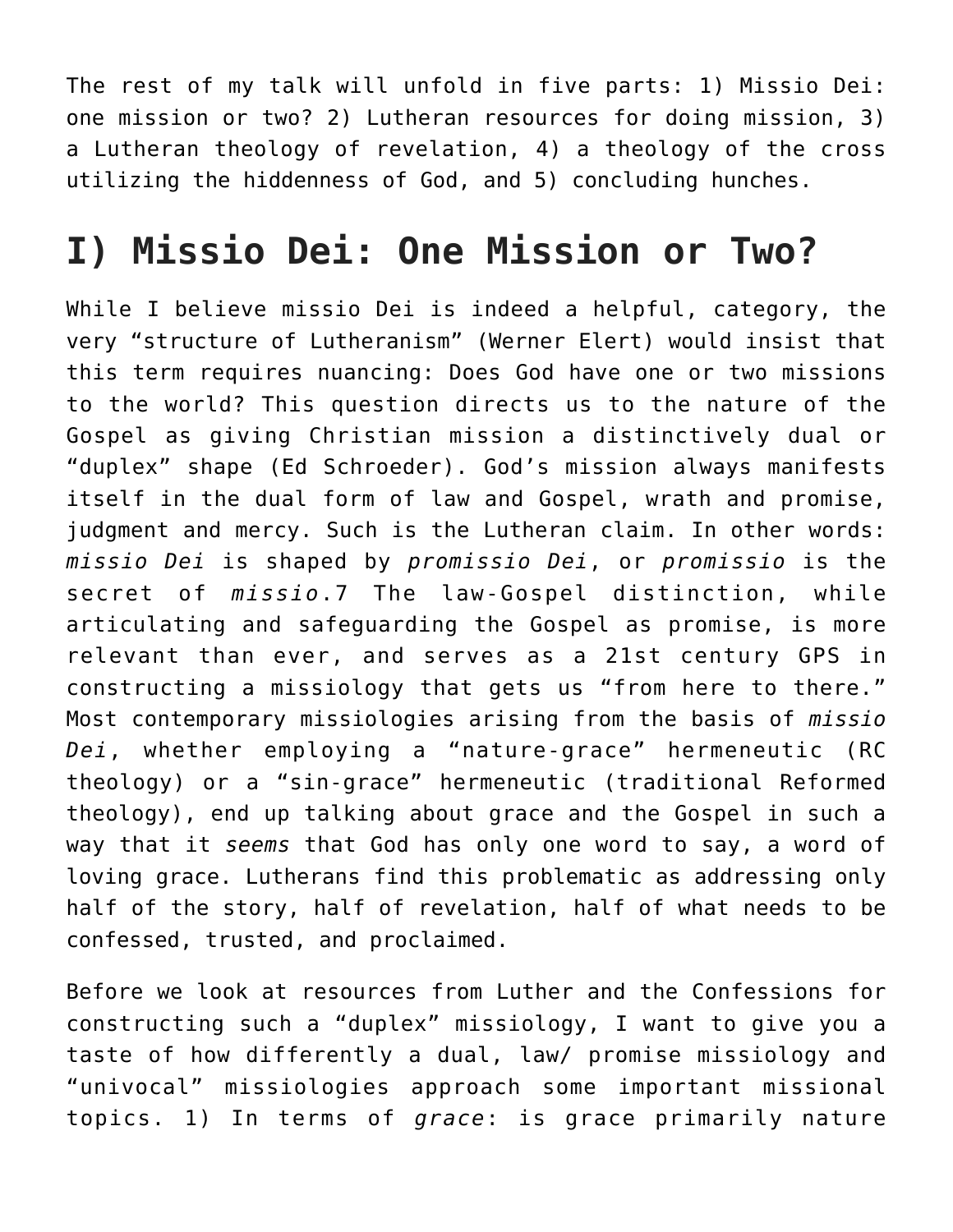The rest of my talk will unfold in five parts: 1) Missio Dei: one mission or two? 2) Lutheran resources for doing mission, 3) a Lutheran theology of revelation, 4) a theology of the cross utilizing the hiddenness of God, and 5) concluding hunches.

# I) Missio Dei: One Mission or Two?

While I believe missio Dei is indeed a helpful, category, the very "structure of Lutheranism" (Werner Elert) would insist that this term requires nuancing: Does God have one or two missions to the world? This question directs us to the nature of the Gospel as giving Christian mission a distinctively dual or "duplex" shape (Ed Schroeder). God's mission always manifests itself in the dual form of law and Gospel, wrath and promise, judgment and mercy. Such is the Lutheran claim. In other words: *missio Dei* is shaped by *promissio Dei*, or *promissio* is the secret of *missio*.7 The law-Gospel distinction, while articulating and safeguarding the Gospel as promise, is more relevant than ever, and serves as a 21st century GPS in constructing a missiology that gets us "from here to there." Most contemporary missiologies arising from the basis of *missio Dei*, whether employing a "nature-grace" hermeneutic (RC theology) or a "sin-grace" hermeneutic (traditional Reformed theology), end up talking about grace and the Gospel in such a way that it *seems* that God has only one word to say, a word of loving grace. Lutherans find this problematic as addressing only half of the story, half of revelation, half of what needs to be confessed, trusted, and proclaimed.

Before we look at resources from Luther and the Confessions for constructing such a "duplex" missiology, I want to give you a taste of how differently a dual, law/ promise missiology and "univocal" missiologies approach some important missional topics. 1) In terms of *grace*: is grace primarily nature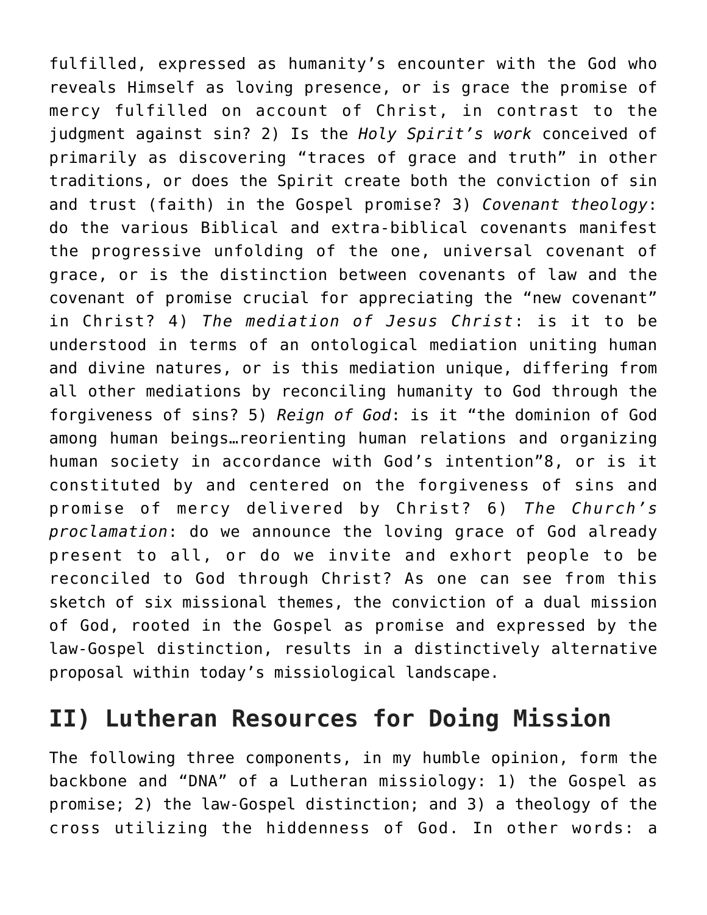fulfilled, expressed as humanity's encounter with the God who reveals Himself as loving presence, or is grace the promise of mercy fulfilled on account of Christ, in contrast to the judgment against sin? 2) Is the *Holy Spirit's work* conceived of primarily as discovering "traces of grace and truth" in other traditions, or does the Spirit create both the conviction of sin and trust (faith) in the Gospel promise? 3) *Covenant theology*: do the various Biblical and extra-biblical covenants manifest the progressive unfolding of the one, universal covenant of grace, or is the distinction between covenants of law and the covenant of promise crucial for appreciating the "new covenant" in Christ? 4) *The mediation of Jesus Christ*: is it to be understood in terms of an ontological mediation uniting human and divine natures, or is this mediation unique, differing from all other mediations by reconciling humanity to God through the forgiveness of sins? 5) *Reign of God*: is it "the dominion of God among human beings…reorienting human relations and organizing human society in accordance with God's intention"8, or is it constituted by and centered on the forgiveness of sins and promise of mercy delivered by Christ? 6) *The Church's proclamation*: do we announce the loving grace of God already present to all, or do we invite and exhort people to be reconciled to God through Christ? As one can see from this sketch of six missional themes, the conviction of a dual mission of God, rooted in the Gospel as promise and expressed by the law-Gospel distinction, results in a distinctively alternative proposal within today's missiological landscape.

## II) Lutheran Resources for Doing Mission

The following three components, in my humble opinion, form the backbone and "DNA" of a Lutheran missiology: 1) the Gospel as promise; 2) the law-Gospel distinction; and 3) a theology of the cross utilizing the hiddenness of God. In other words: a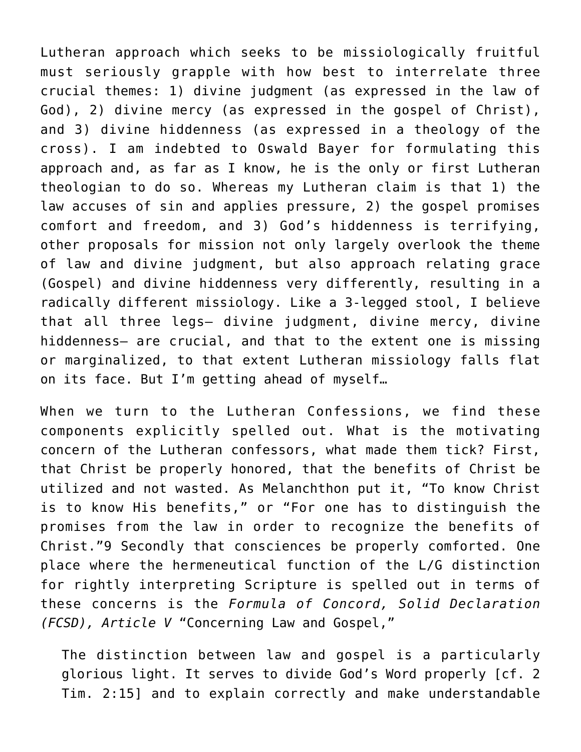Lutheran approach which seeks to be missiologically fruitful must seriously grapple with how best to interrelate three crucial themes: 1) divine judgment (as expressed in the law of God), 2) divine mercy (as expressed in the gospel of Christ), and 3) divine hiddenness (as expressed in a theology of the cross). I am indebted to Oswald Bayer for formulating this approach and, as far as I know, he is the only or first Lutheran theologian to do so. Whereas my Lutheran claim is that 1) the law accuses of sin and applies pressure, 2) the gospel promises comfort and freedom, and 3) God's hiddenness is terrifying, other proposals for mission not only largely overlook the theme of law and divine judgment, but also approach relating grace (Gospel) and divine hiddenness very differently, resulting in a radically different missiology. Like a 3-legged stool, I believe that all three legs— divine judgment, divine mercy, divine hiddenness— are crucial, and that to the extent one is missing or marginalized, to that extent Lutheran missiology falls flat on its face. But I'm getting ahead of myself…

When we turn to the Lutheran Confessions, we find these components explicitly spelled out. What is the motivating concern of the Lutheran confessors, what made them tick? First, that Christ be properly honored, that the benefits of Christ be utilized and not wasted. As Melanchthon put it, "To know Christ is to know His benefits," or "For one has to distinguish the promises from the law in order to recognize the benefits of Christ."9 Secondly that consciences be properly comforted. One place where the hermeneutical function of the L/G distinction for rightly interpreting Scripture is spelled out in terms of these concerns is the *Formula of Concord, Solid Declaration (FCSD), Article V* "Concerning Law and Gospel,"

> The distinction between law and gospel is a particularly glorious light. It serves to divide God's Word properly [cf. 2 Tim. 2:15] and to explain correctly and make understandable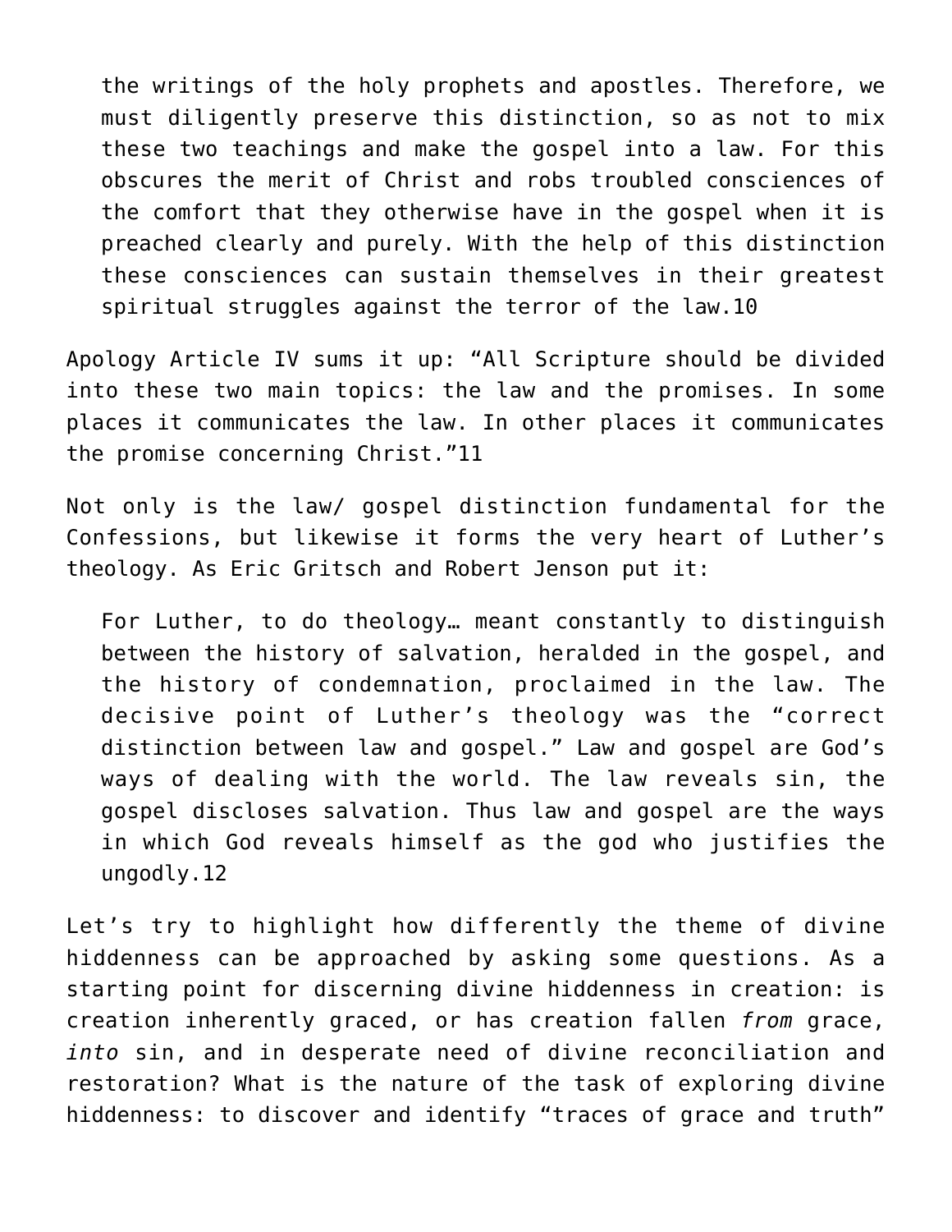> the writings of the holy prophets and apostles. Therefore, we must diligently preserve this distinction, so as not to mix these two teachings and make the gospel into a law. For this obscures the merit of Christ and robs troubled consciences of the comfort that they otherwise have in the gospel when it is preached clearly and purely. With the help of this distinction these consciences can sustain themselves in their greatest spiritual struggles against the terror of the law.10

Apology Article IV sums it up: "All Scripture should be divided into these two main topics: the law and the promises. In some places it communicates the law. In other places it communicates the promise concerning Christ."11

Not only is the law/ gospel distinction fundamental for the Confessions, but likewise it forms the very heart of Luther's theology. As Eric Gritsch and Robert Jenson put it:

> For Luther, to do theology… meant constantly to distinguish between the history of salvation, heralded in the gospel, and the history of condemnation, proclaimed in the law. The decisive point of Luther's theology was the "correct distinction between law and gospel." Law and gospel are God's ways of dealing with the world. The law reveals sin, the gospel discloses salvation. Thus law and gospel are the ways in which God reveals himself as the god who justifies the ungodly.12

Let's try to highlight how differently the theme of divine hiddenness can be approached by asking some questions. As a starting point for discerning divine hiddenness in creation: is creation inherently graced, or has creation fallen *from* grace, *into* sin, and in desperate need of divine reconciliation and restoration? What is the nature of the task of exploring divine hiddenness: to discover and identify "traces of grace and truth"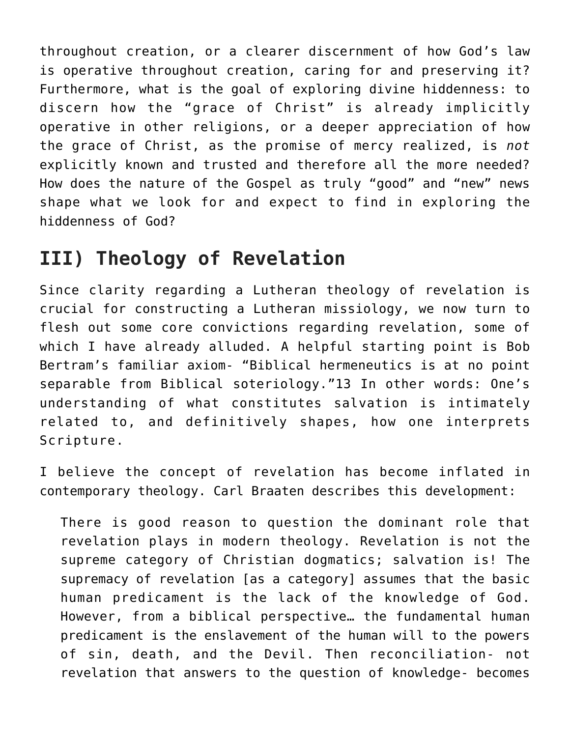throughout creation, or a clearer discernment of how God's law is operative throughout creation, caring for and preserving it? Furthermore, what is the goal of exploring divine hiddenness: to discern how the "grace of Christ" is already implicitly operative in other religions, or a deeper appreciation of how the grace of Christ, as the promise of mercy realized, is *not* explicitly known and trusted and therefore all the more needed? How does the nature of the Gospel as truly "good" and "new" news shape what we look for and expect to find in exploring the hiddenness of God?

## III) Theology of Revelation

Since clarity regarding a Lutheran theology of revelation is crucial for constructing a Lutheran missiology, we now turn to flesh out some core convictions regarding revelation, some of which I have already alluded. A helpful starting point is Bob Bertram's familiar axiom- "Biblical hermeneutics is at no point separable from Biblical soteriology."13 In other words: One's understanding of what constitutes salvation is intimately related to, and definitively shapes, how one interprets Scripture.

I believe the concept of revelation has become inflated in contemporary theology. Carl Braaten describes this development:

> There is good reason to question the dominant role that revelation plays in modern theology. Revelation is not the supreme category of Christian dogmatics; salvation is! The supremacy of revelation [as a category] assumes that the basic human predicament is the lack of the knowledge of God. However, from a biblical perspective… the fundamental human predicament is the enslavement of the human will to the powers of sin, death, and the Devil. Then reconciliation- not revelation that answers to the question of knowledge- becomes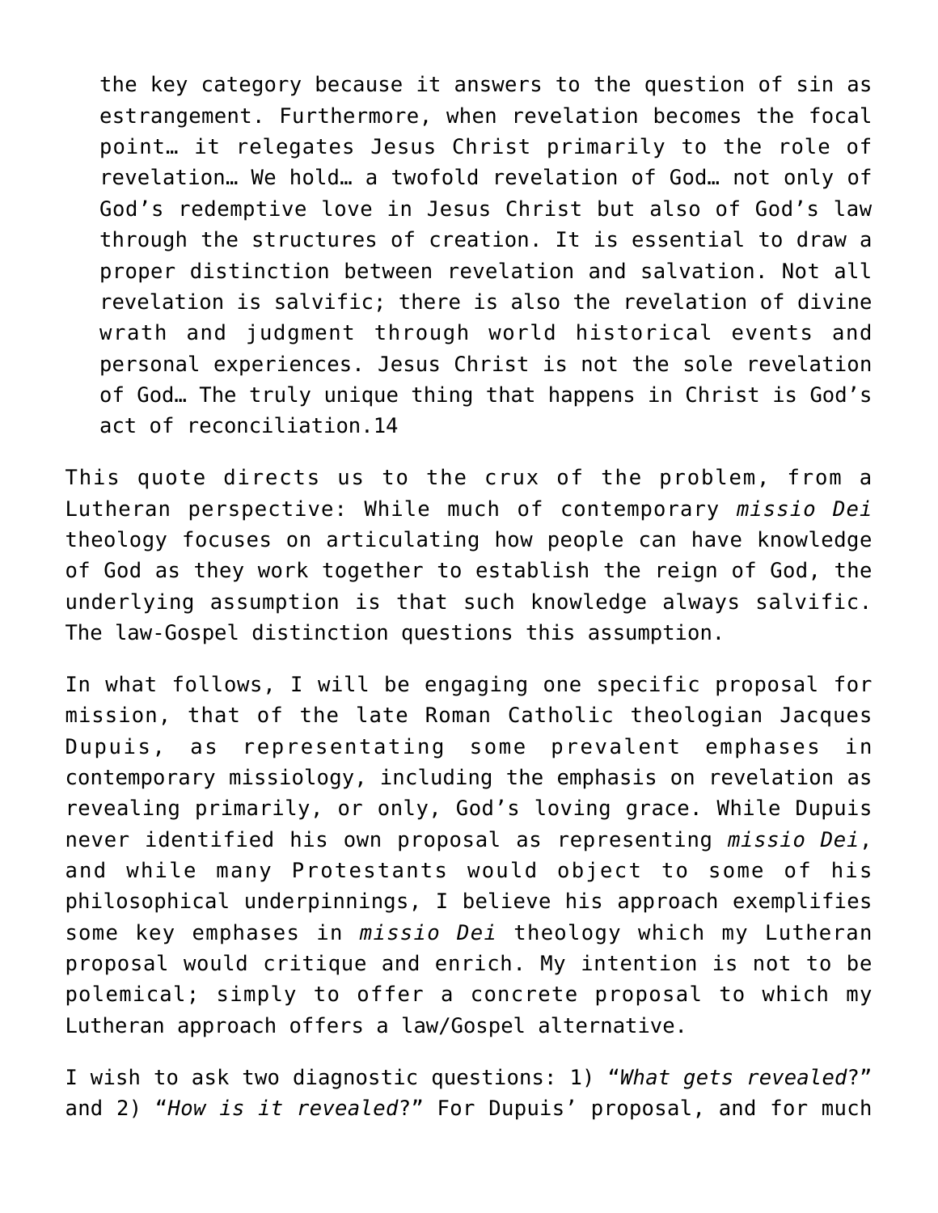> the key category because it answers to the question of sin as estrangement. Furthermore, when revelation becomes the focal point… it relegates Jesus Christ primarily to the role of revelation… We hold… a twofold revelation of God… not only of God's redemptive love in Jesus Christ but also of God's law through the structures of creation. It is essential to draw a proper distinction between revelation and salvation. Not all revelation is salvific; there is also the revelation of divine wrath and judgment through world historical events and personal experiences. Jesus Christ is not the sole revelation of God… The truly unique thing that happens in Christ is God's act of reconciliation.14

This quote directs us to the crux of the problem, from a Lutheran perspective: While much of contemporary *missio Dei* theology focuses on articulating how people can have knowledge of God as they work together to establish the reign of God, the underlying assumption is that such knowledge always salvific. The law-Gospel distinction questions this assumption.

In what follows, I will be engaging one specific proposal for mission, that of the late Roman Catholic theologian Jacques Dupuis, as representating some prevalent emphases in contemporary missiology, including the emphasis on revelation as revealing primarily, or only, God's loving grace. While Dupuis never identified his own proposal as representing *missio Dei*, and while many Protestants would object to some of his philosophical underpinnings, I believe his approach exemplifies some key emphases in *missio Dei* theology which my Lutheran proposal would critique and enrich. My intention is not to be polemical; simply to offer a concrete proposal to which my Lutheran approach offers a law/Gospel alternative.

I wish to ask two diagnostic questions: 1) "*What gets revealed*?" and 2) "*How is it revealed*?" For Dupuis' proposal, and for much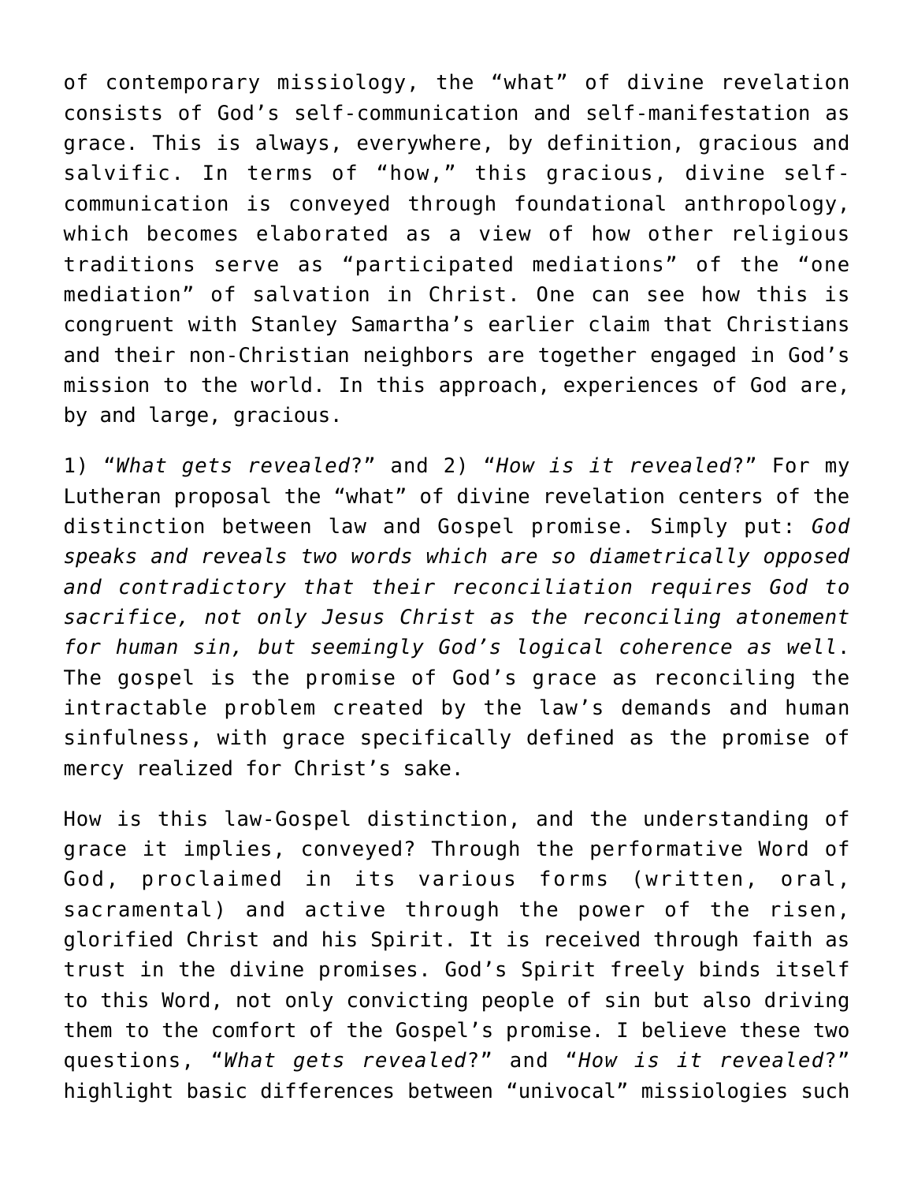of contemporary missiology, the "what" of divine revelation consists of God's self-communication and self-manifestation as grace. This is always, everywhere, by definition, gracious and salvific. In terms of "how," this gracious, divine self-communication is conveyed through foundational anthropology, which becomes elaborated as a view of how other religious traditions serve as "participated mediations" of the "one mediation" of salvation in Christ. One can see how this is congruent with Stanley Samartha's earlier claim that Christians and their non-Christian neighbors are together engaged in God's mission to the world. In this approach, experiences of God are, by and large, gracious.

1) "*What gets revealed*?" and 2) "*How is it revealed*?" For my Lutheran proposal the "what" of divine revelation centers of the distinction between law and Gospel promise. Simply put: *God speaks and reveals two words which are so diametrically opposed and contradictory that their reconciliation requires God to sacrifice, not only Jesus Christ as the reconciling atonement for human sin, but seemingly God's logical coherence as well*. The gospel is the promise of God's grace as reconciling the intractable problem created by the law's demands and human sinfulness, with grace specifically defined as the promise of mercy realized for Christ's sake.

How is this law-Gospel distinction, and the understanding of grace it implies, conveyed? Through the performative Word of God, proclaimed in its various forms (written, oral, sacramental) and active through the power of the risen, glorified Christ and his Spirit. It is received through faith as trust in the divine promises. God's Spirit freely binds itself to this Word, not only convicting people of sin but also driving them to the comfort of the Gospel's promise. I believe these two questions, "*What gets revealed*?" and "*How is it revealed*?" highlight basic differences between "univocal" missiologies such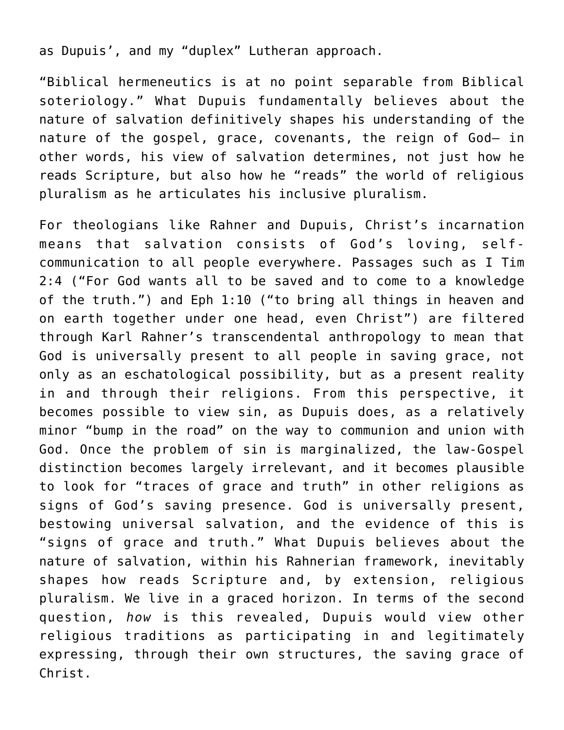as Dupuis', and my "duplex" Lutheran approach.

"Biblical hermeneutics is at no point separable from Biblical soteriology." What Dupuis fundamentally believes about the nature of salvation definitively shapes his understanding of the nature of the gospel, grace, covenants, the reign of God– in other words, his view of salvation determines, not just how he reads Scripture, but also how he "reads" the world of religious pluralism as he articulates his inclusive pluralism.

For theologians like Rahner and Dupuis, Christ's incarnation means that salvation consists of God's loving, self-communication to all people everywhere. Passages such as I Tim 2:4 ("For God wants all to be saved and to come to a knowledge of the truth.") and Eph 1:10 ("to bring all things in heaven and on earth together under one head, even Christ") are filtered through Karl Rahner's transcendental anthropology to mean that God is universally present to all people in saving grace, not only as an eschatological possibility, but as a present reality in and through their religions. From this perspective, it becomes possible to view sin, as Dupuis does, as a relatively minor "bump in the road" on the way to communion and union with God. Once the problem of sin is marginalized, the law-Gospel distinction becomes largely irrelevant, and it becomes plausible to look for "traces of grace and truth" in other religions as signs of God's saving presence. God is universally present, bestowing universal salvation, and the evidence of this is "signs of grace and truth." What Dupuis believes about the nature of salvation, within his Rahnerian framework, inevitably shapes how reads Scripture and, by extension, religious pluralism. We live in a graced horizon. In terms of the second question, *how* is this revealed, Dupuis would view other religious traditions as participating in and legitimately expressing, through their own structures, the saving grace of Christ.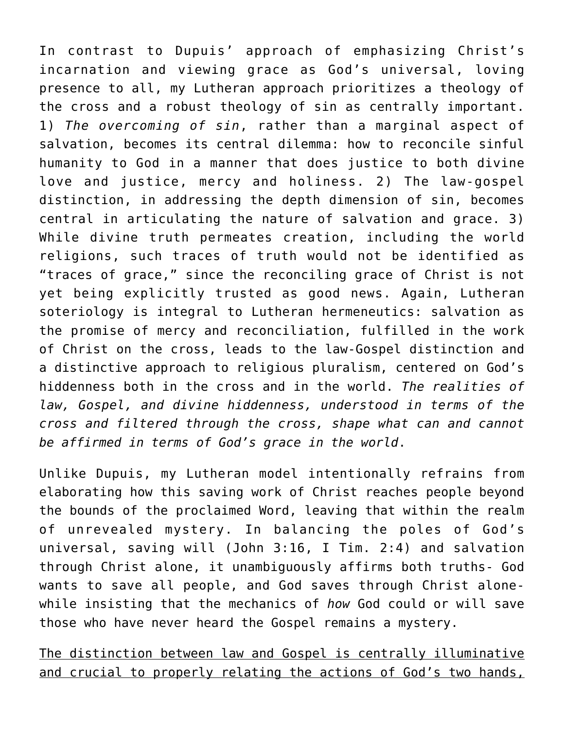In contrast to Dupuis' approach of emphasizing Christ's incarnation and viewing grace as God's universal, loving presence to all, my Lutheran approach prioritizes a theology of the cross and a robust theology of sin as centrally important. 1) *The overcoming of sin*, rather than a marginal aspect of salvation, becomes its central dilemma: how to reconcile sinful humanity to God in a manner that does justice to both divine love and justice, mercy and holiness. 2) The law-gospel distinction, in addressing the depth dimension of sin, becomes central in articulating the nature of salvation and grace. 3) While divine truth permeates creation, including the world religions, such traces of truth would not be identified as "traces of grace," since the reconciling grace of Christ is not yet being explicitly trusted as good news. Again, Lutheran soteriology is integral to Lutheran hermeneutics: salvation as the promise of mercy and reconciliation, fulfilled in the work of Christ on the cross, leads to the law-Gospel distinction and a distinctive approach to religious pluralism, centered on God's hiddenness both in the cross and in the world. *The realities of law, Gospel, and divine hiddenness, understood in terms of the cross and filtered through the cross, shape what can and cannot be affirmed in terms of God's grace in the world*.

Unlike Dupuis, my Lutheran model intentionally refrains from elaborating how this saving work of Christ reaches people beyond the bounds of the proclaimed Word, leaving that within the realm of unrevealed mystery. In balancing the poles of God's universal, saving will (John 3:16, I Tim. 2:4) and salvation through Christ alone, it unambiguously affirms both truths- God wants to save all people, and God saves through Christ alone- while insisting that the mechanics of *how* God could or will save those who have never heard the Gospel remains a mystery.

<u>The distinction between law and Gospel is centrally illuminative and crucial to properly relating the actions of God's two hands,</u>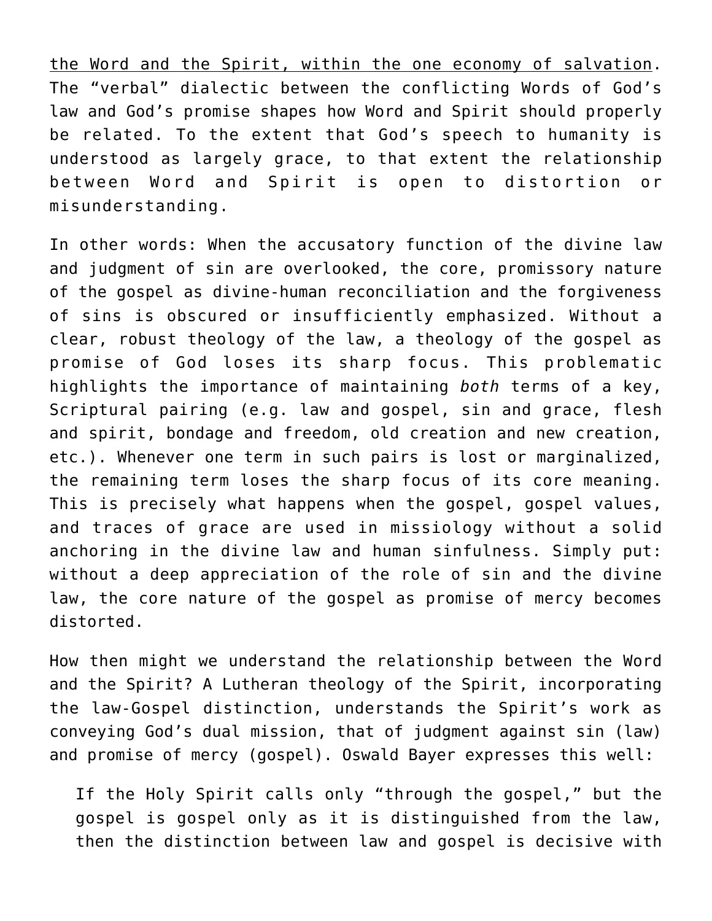the Word and the Spirit, within the one economy of salvation. The "verbal" dialectic between the conflicting Words of God's law and God's promise shapes how Word and Spirit should properly be related. To the extent that God's speech to humanity is understood as largely grace, to that extent the relationship between Word and Spirit is open to distortion or misunderstanding.

In other words: When the accusatory function of the divine law and judgment of sin are overlooked, the core, promissory nature of the gospel as divine-human reconciliation and the forgiveness of sins is obscured or insufficiently emphasized. Without a clear, robust theology of the law, a theology of the gospel as promise of God loses its sharp focus. This problematic highlights the importance of maintaining *both* terms of a key, Scriptural pairing (e.g. law and gospel, sin and grace, flesh and spirit, bondage and freedom, old creation and new creation, etc.). Whenever one term in such pairs is lost or marginalized, the remaining term loses the sharp focus of its core meaning. This is precisely what happens when the gospel, gospel values, and traces of grace are used in missiology without a solid anchoring in the divine law and human sinfulness. Simply put: without a deep appreciation of the role of sin and the divine law, the core nature of the gospel as promise of mercy becomes distorted.

How then might we understand the relationship between the Word and the Spirit? A Lutheran theology of the Spirit, incorporating the law-Gospel distinction, understands the Spirit's work as conveying God's dual mission, that of judgment against sin (law) and promise of mercy (gospel). Oswald Bayer expresses this well:

> If the Holy Spirit calls only "through the gospel," but the gospel is gospel only as it is distinguished from the law, then the distinction between law and gospel is decisive with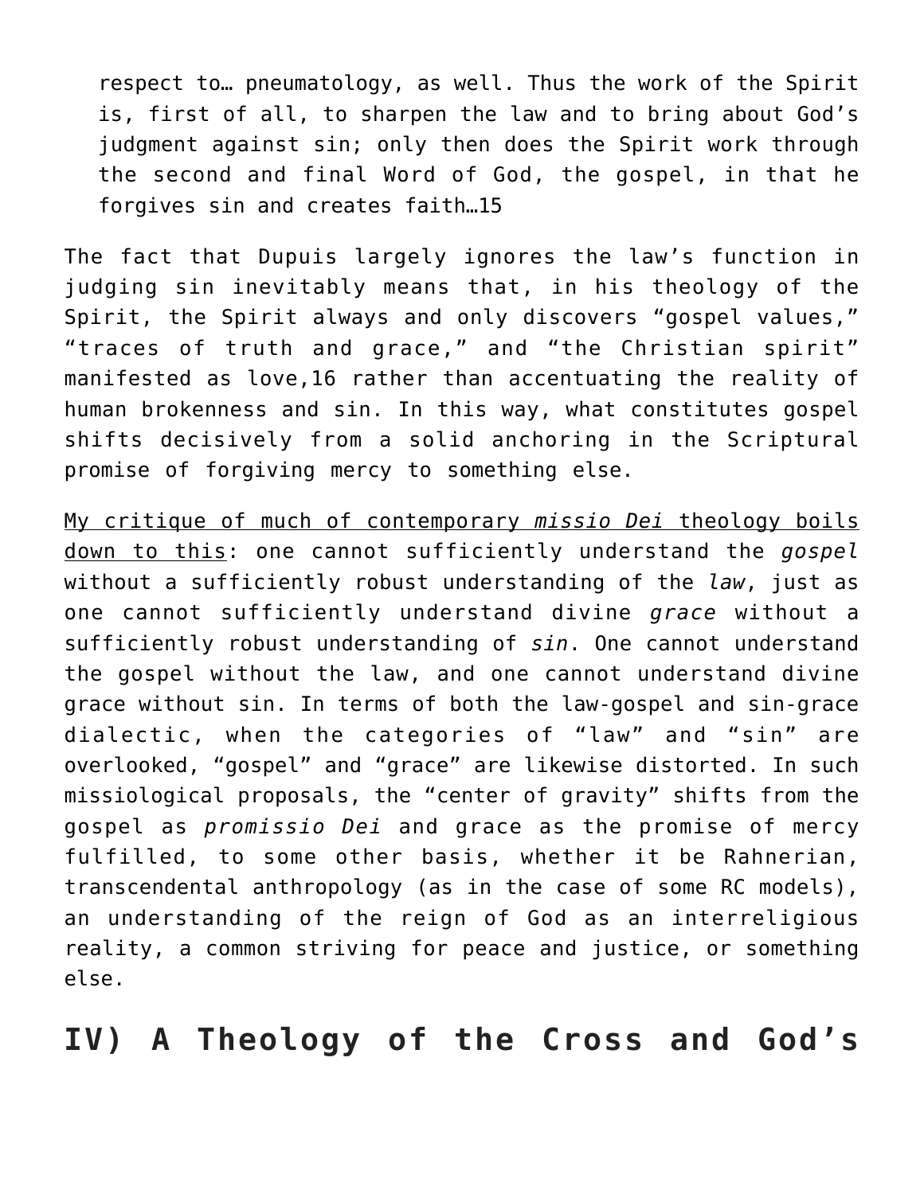> respect to… pneumatology, as well. Thus the work of the Spirit is, first of all, to sharpen the law and to bring about God's judgment against sin; only then does the Spirit work through the second and final Word of God, the gospel, in that he forgives sin and creates faith…15

The fact that Dupuis largely ignores the law's function in judging sin inevitably means that, in his theology of the Spirit, the Spirit always and only discovers "gospel values," "traces of truth and grace," and "the Christian spirit" manifested as love,16 rather than accentuating the reality of human brokenness and sin. In this way, what constitutes gospel shifts decisively from a solid anchoring in the Scriptural promise of forgiving mercy to something else.

<u>My critique of much of contemporary *missio Dei* theology boils down to this</u>: one cannot sufficiently understand the *gospel* without a sufficiently robust understanding of the *law*, just as one cannot sufficiently understand divine *grace* without a sufficiently robust understanding of *sin*. One cannot understand the gospel without the law, and one cannot understand divine grace without sin. In terms of both the law-gospel and sin-grace dialectic, when the categories of "law" and "sin" are overlooked, "gospel" and "grace" are likewise distorted. In such missiological proposals, the "center of gravity" shifts from the gospel as *promissio Dei* and grace as the promise of mercy fulfilled, to some other basis, whether it be Rahnerian, transcendental anthropology (as in the case of some RC models), an understanding of the reign of God as an interreligious reality, a common striving for peace and justice, or something else.

## IV) A Theology of the Cross and God's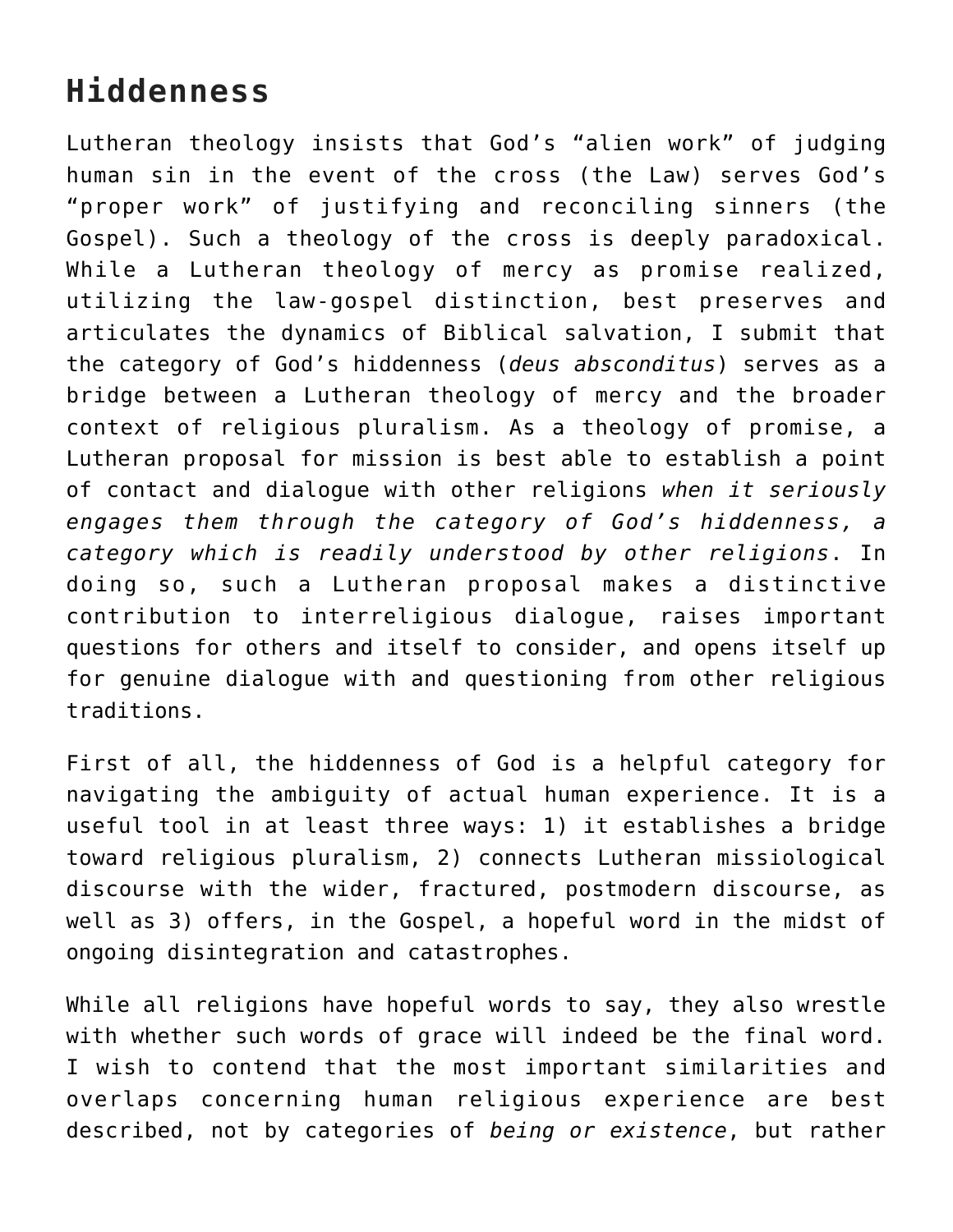## Hiddenness

Lutheran theology insists that God's "alien work" of judging human sin in the event of the cross (the Law) serves God's "proper work" of justifying and reconciling sinners (the Gospel). Such a theology of the cross is deeply paradoxical. While a Lutheran theology of mercy as promise realized, utilizing the law-gospel distinction, best preserves and articulates the dynamics of Biblical salvation, I submit that the category of God's hiddenness (*deus absconditus*) serves as a bridge between a Lutheran theology of mercy and the broader context of religious pluralism. As a theology of promise, a Lutheran proposal for mission is best able to establish a point of contact and dialogue with other religions *when it seriously engages them through the category of God's hiddenness, a category which is readily understood by other religions*. In doing so, such a Lutheran proposal makes a distinctive contribution to interreligious dialogue, raises important questions for others and itself to consider, and opens itself up for genuine dialogue with and questioning from other religious traditions.

First of all, the hiddenness of God is a helpful category for navigating the ambiguity of actual human experience. It is a useful tool in at least three ways: 1) it establishes a bridge toward religious pluralism, 2) connects Lutheran missiological discourse with the wider, fractured, postmodern discourse, as well as 3) offers, in the Gospel, a hopeful word in the midst of ongoing disintegration and catastrophes.

While all religions have hopeful words to say, they also wrestle with whether such words of grace will indeed be the final word. I wish to contend that the most important similarities and overlaps concerning human religious experience are best described, not by categories of *being or existence*, but rather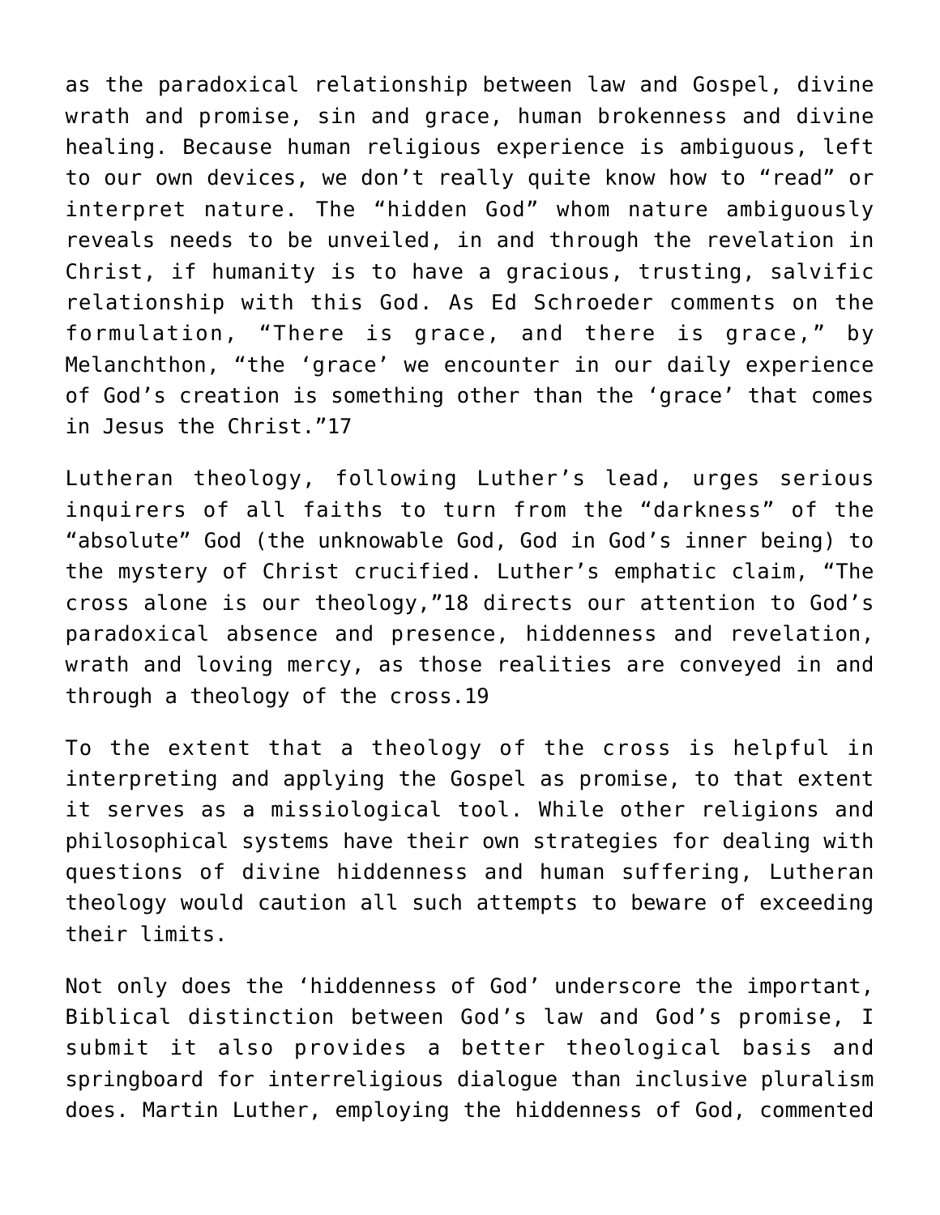as the paradoxical relationship between law and Gospel, divine wrath and promise, sin and grace, human brokenness and divine healing. Because human religious experience is ambiguous, left to our own devices, we don't really quite know how to "read" or interpret nature. The "hidden God" whom nature ambiguously reveals needs to be unveiled, in and through the revelation in Christ, if humanity is to have a gracious, trusting, salvific relationship with this God. As Ed Schroeder comments on the formulation, "There is grace, and there is grace," by Melanchthon, "the 'grace' we encounter in our daily experience of God's creation is something other than the 'grace' that comes in Jesus the Christ."17

Lutheran theology, following Luther's lead, urges serious inquirers of all faiths to turn from the "darkness" of the "absolute" God (the unknowable God, God in God's inner being) to the mystery of Christ crucified. Luther's emphatic claim, "The cross alone is our theology,"18 directs our attention to God's paradoxical absence and presence, hiddenness and revelation, wrath and loving mercy, as those realities are conveyed in and through a theology of the cross.19

To the extent that a theology of the cross is helpful in interpreting and applying the Gospel as promise, to that extent it serves as a missiological tool. While other religions and philosophical systems have their own strategies for dealing with questions of divine hiddenness and human suffering, Lutheran theology would caution all such attempts to beware of exceeding their limits.

Not only does the 'hiddenness of God' underscore the important, Biblical distinction between God's law and God's promise, I submit it also provides a better theological basis and springboard for interreligious dialogue than inclusive pluralism does. Martin Luther, employing the hiddenness of God, commented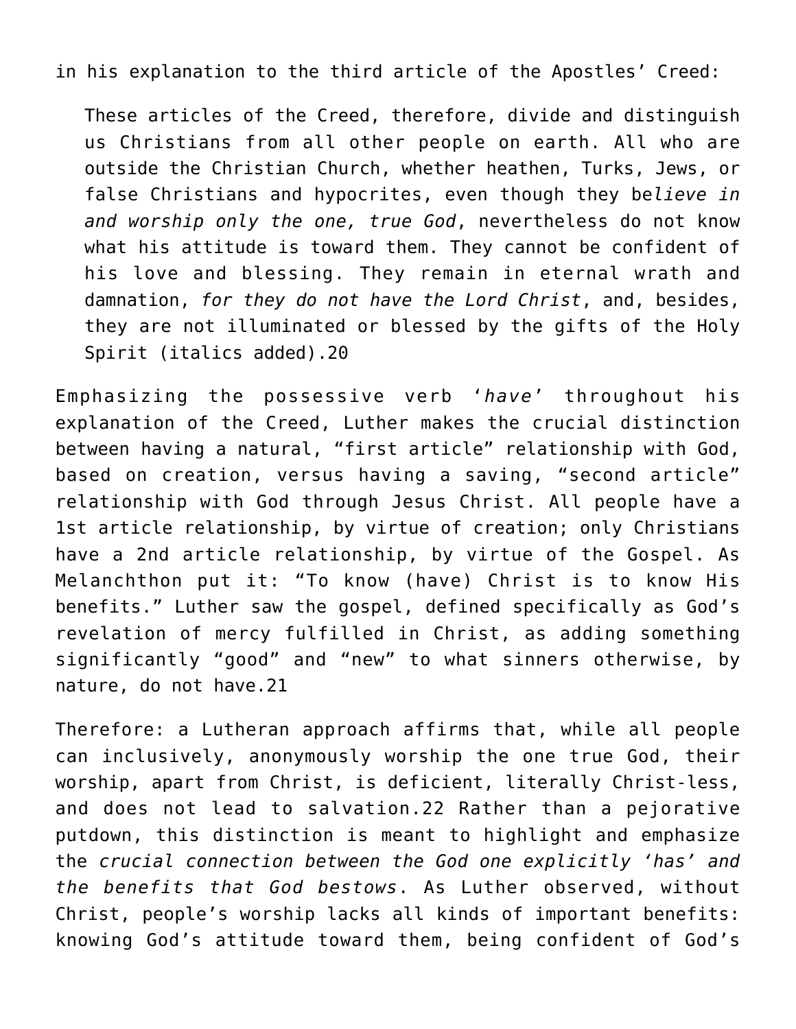in his explanation to the third article of the Apostles' Creed:

> These articles of the Creed, therefore, divide and distinguish us Christians from all other people on earth. All who are outside the Christian Church, whether heathen, Turks, Jews, or false Christians and hypocrites, even though they be*lieve in and worship only the one, true God*, nevertheless do not know what his attitude is toward them. They cannot be confident of his love and blessing. They remain in eternal wrath and damnation, *for they do not have the Lord Christ*, and, besides, they are not illuminated or blessed by the gifts of the Holy Spirit (italics added).20

Emphasizing the possessive verb '*have*' throughout his explanation of the Creed, Luther makes the crucial distinction between having a natural, "first article" relationship with God, based on creation, versus having a saving, "second article" relationship with God through Jesus Christ. All people have a 1st article relationship, by virtue of creation; only Christians have a 2nd article relationship, by virtue of the Gospel. As Melanchthon put it: "To know (have) Christ is to know His benefits." Luther saw the gospel, defined specifically as God's revelation of mercy fulfilled in Christ, as adding something significantly "good" and "new" to what sinners otherwise, by nature, do not have.21

Therefore: a Lutheran approach affirms that, while all people can inclusively, anonymously worship the one true God, their worship, apart from Christ, is deficient, literally Christ-less, and does not lead to salvation.22 Rather than a pejorative putdown, this distinction is meant to highlight and emphasize the *crucial connection between the God one explicitly 'has' and the benefits that God bestows*. As Luther observed, without Christ, people's worship lacks all kinds of important benefits: knowing God's attitude toward them, being confident of God's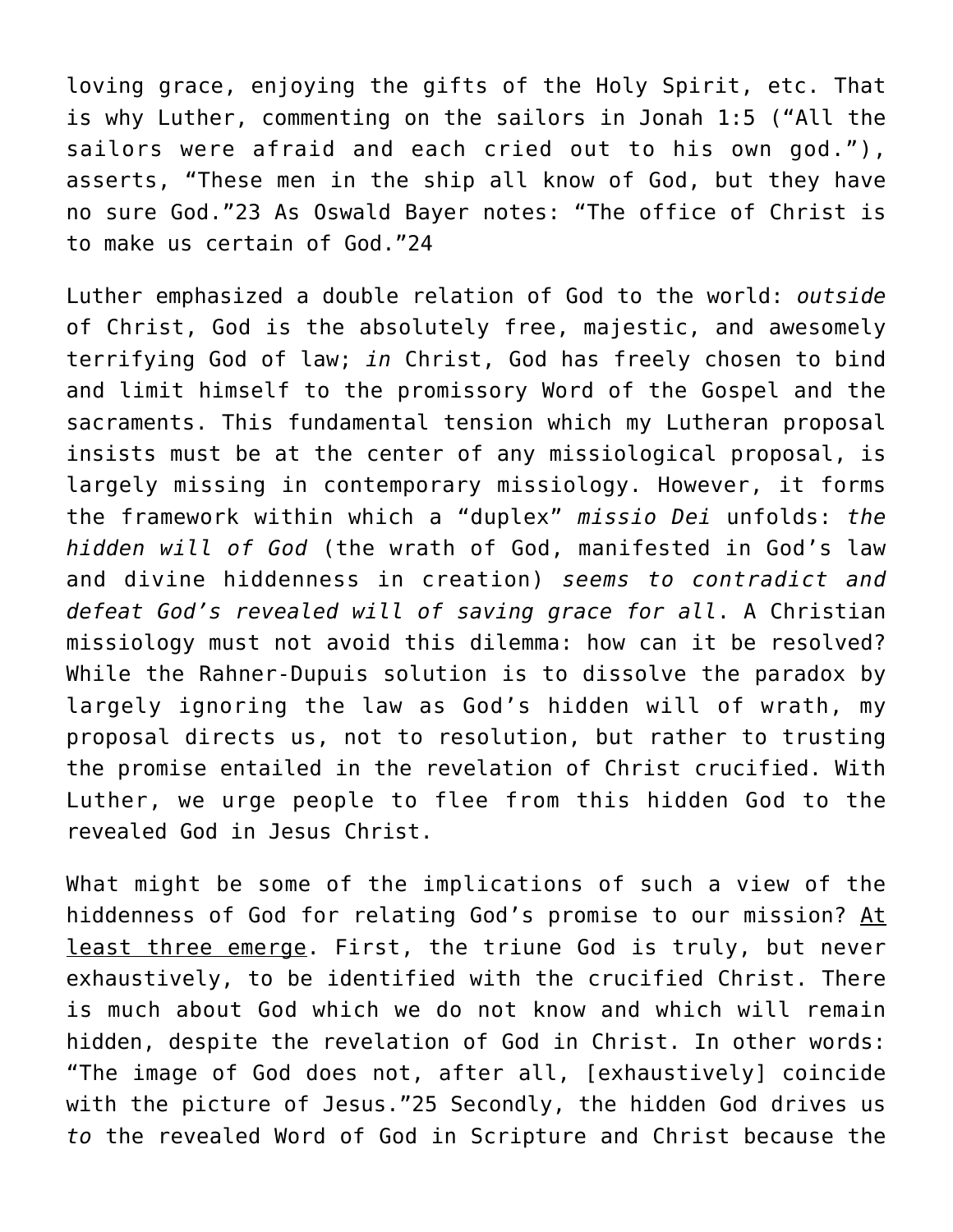loving grace, enjoying the gifts of the Holy Spirit, etc. That is why Luther, commenting on the sailors in Jonah 1:5 ("All the sailors were afraid and each cried out to his own god."), asserts, "These men in the ship all know of God, but they have no sure God."23 As Oswald Bayer notes: "The office of Christ is to make us certain of God."24

Luther emphasized a double relation of God to the world: *outside* of Christ, God is the absolutely free, majestic, and awesomely terrifying God of law; *in* Christ, God has freely chosen to bind and limit himself to the promissory Word of the Gospel and the sacraments. This fundamental tension which my Lutheran proposal insists must be at the center of any missiological proposal, is largely missing in contemporary missiology. However, it forms the framework within which a "duplex" *missio Dei* unfolds: *the hidden will of God* (the wrath of God, manifested in God's law and divine hiddenness in creation) *seems to contradict and defeat God's revealed will of saving grace for all*. A Christian missiology must not avoid this dilemma: how can it be resolved? While the Rahner-Dupuis solution is to dissolve the paradox by largely ignoring the law as God's hidden will of wrath, my proposal directs us, not to resolution, but rather to trusting the promise entailed in the revelation of Christ crucified. With Luther, we urge people to flee from this hidden God to the revealed God in Jesus Christ.

What might be some of the implications of such a view of the hiddenness of God for relating God's promise to our mission? At least three emerge. First, the triune God is truly, but never exhaustively, to be identified with the crucified Christ. There is much about God which we do not know and which will remain hidden, despite the revelation of God in Christ. In other words: "The image of God does not, after all, [exhaustively] coincide with the picture of Jesus."25 Secondly, the hidden God drives us *to* the revealed Word of God in Scripture and Christ because the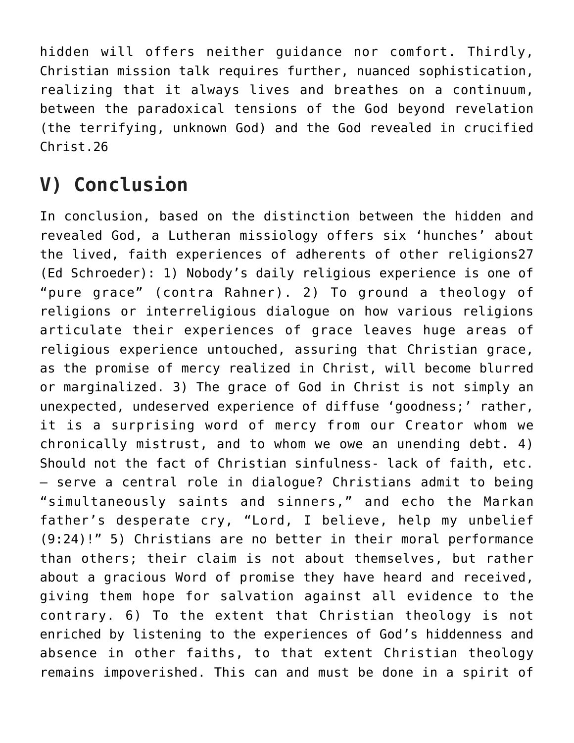hidden will offers neither guidance nor comfort. Thirdly, Christian mission talk requires further, nuanced sophistication, realizing that it always lives and breathes on a continuum, between the paradoxical tensions of the God beyond revelation (the terrifying, unknown God) and the God revealed in crucified Christ.26

## V) Conclusion

In conclusion, based on the distinction between the hidden and revealed God, a Lutheran missiology offers six 'hunches' about the lived, faith experiences of adherents of other religions27 (Ed Schroeder): 1) Nobody's daily religious experience is one of "pure grace" (contra Rahner). 2) To ground a theology of religions or interreligious dialogue on how various religions articulate their experiences of grace leaves huge areas of religious experience untouched, assuring that Christian grace, as the promise of mercy realized in Christ, will become blurred or marginalized. 3) The grace of God in Christ is not simply an unexpected, undeserved experience of diffuse 'goodness;' rather, it is a surprising word of mercy from our Creator whom we chronically mistrust, and to whom we owe an unending debt. 4) Should not the fact of Christian sinfulness- lack of faith, etc. – serve a central role in dialogue? Christians admit to being "simultaneously saints and sinners," and echo the Markan father's desperate cry, "Lord, I believe, help my unbelief (9:24)!" 5) Christians are no better in their moral performance than others; their claim is not about themselves, but rather about a gracious Word of promise they have heard and received, giving them hope for salvation against all evidence to the contrary. 6) To the extent that Christian theology is not enriched by listening to the experiences of God's hiddenness and absence in other faiths, to that extent Christian theology remains impoverished. This can and must be done in a spirit of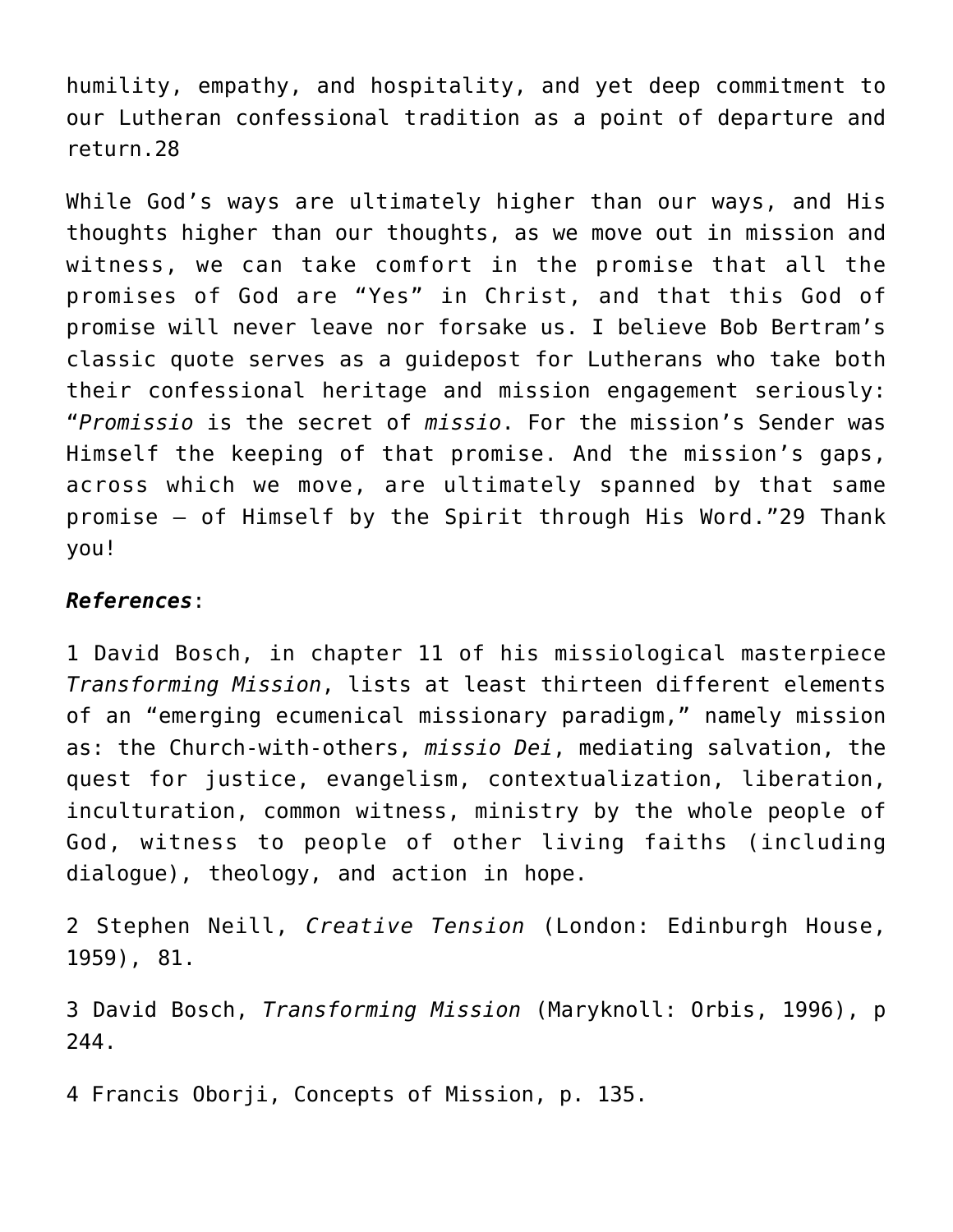humility, empathy, and hospitality, and yet deep commitment to our Lutheran confessional tradition as a point of departure and return.28

While God's ways are ultimately higher than our ways, and His thoughts higher than our thoughts, as we move out in mission and witness, we can take comfort in the promise that all the promises of God are "Yes" in Christ, and that this God of promise will never leave nor forsake us. I believe Bob Bertram's classic quote serves as a guidepost for Lutherans who take both their confessional heritage and mission engagement seriously: "*Promissio* is the secret of *missio*. For the mission's Sender was Himself the keeping of that promise. And the mission's gaps, across which we move, are ultimately spanned by that same promise – of Himself by the Spirit through His Word."29 Thank you!

***References***:

1 David Bosch, in chapter 11 of his missiological masterpiece *Transforming Mission*, lists at least thirteen different elements of an "emerging ecumenical missionary paradigm," namely mission as: the Church-with-others, *missio Dei*, mediating salvation, the quest for justice, evangelism, contextualization, liberation, inculturation, common witness, ministry by the whole people of God, witness to people of other living faiths (including dialogue), theology, and action in hope.

2 Stephen Neill, *Creative Tension* (London: Edinburgh House, 1959), 81.

3 David Bosch, *Transforming Mission* (Maryknoll: Orbis, 1996), p 244.

4 Francis Oborji, Concepts of Mission, p. 135.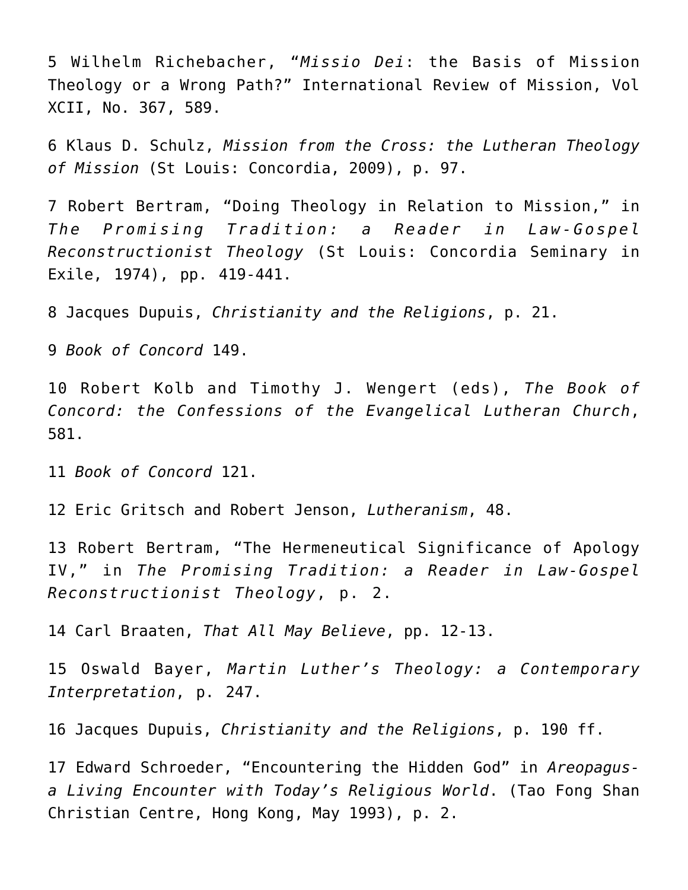5 Wilhelm Richebacher, “*Missio Dei*: the Basis of Mission Theology or a Wrong Path?” International Review of Mission, Vol XCII, No. 367, 589.

6 Klaus D. Schulz, *Mission from the Cross: the Lutheran Theology of Mission* (St Louis: Concordia, 2009), p. 97.

7 Robert Bertram, “Doing Theology in Relation to Mission,” in *The Promising Tradition: a Reader in Law-Gospel Reconstructionist Theology* (St Louis: Concordia Seminary in Exile, 1974), pp. 419-441.

8 Jacques Dupuis, *Christianity and the Religions*, p. 21.

9 *Book of Concord* 149.

10 Robert Kolb and Timothy J. Wengert (eds), *The Book of Concord: the Confessions of the Evangelical Lutheran Church*, 581.

11 *Book of Concord* 121.

12 Eric Gritsch and Robert Jenson, *Lutheranism*, 48.

13 Robert Bertram, “The Hermeneutical Significance of Apology IV,” in *The Promising Tradition: a Reader in Law-Gospel Reconstructionist Theology*, p. 2.

14 Carl Braaten, *That All May Believe*, pp. 12-13.

15 Oswald Bayer, *Martin Luther’s Theology: a Contemporary Interpretation*, p. 247.

16 Jacques Dupuis, *Christianity and the Religions*, p. 190 ff.

17 Edward Schroeder, “Encountering the Hidden God” in *Areopagus-a Living Encounter with Today’s Religious World*. (Tao Fong Shan Christian Centre, Hong Kong, May 1993), p. 2.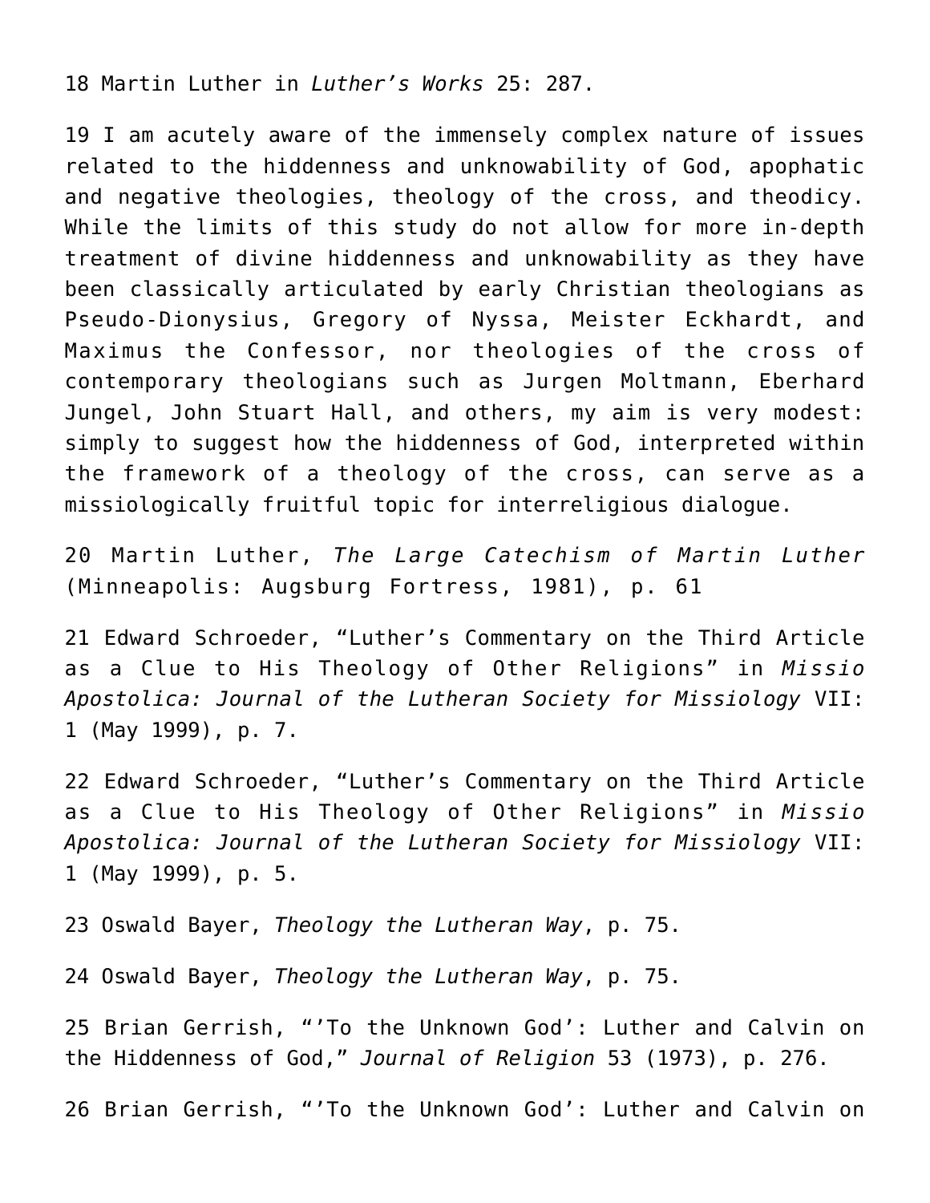18 Martin Luther in *Luther's Works* 25: 287.

19 I am acutely aware of the immensely complex nature of issues related to the hiddenness and unknowability of God, apophatic and negative theologies, theology of the cross, and theodicy. While the limits of this study do not allow for more in-depth treatment of divine hiddenness and unknowability as they have been classically articulated by early Christian theologians as Pseudo-Dionysius, Gregory of Nyssa, Meister Eckhardt, and Maximus the Confessor, nor theologies of the cross of contemporary theologians such as Jurgen Moltmann, Eberhard Jungel, John Stuart Hall, and others, my aim is very modest: simply to suggest how the hiddenness of God, interpreted within the framework of a theology of the cross, can serve as a missiologically fruitful topic for interreligious dialogue.

20 Martin Luther, *The Large Catechism of Martin Luther* (Minneapolis: Augsburg Fortress, 1981), p. 61

21 Edward Schroeder, "Luther's Commentary on the Third Article as a Clue to His Theology of Other Religions" in *Missio Apostolica: Journal of the Lutheran Society for Missiology* VII: 1 (May 1999), p. 7.

22 Edward Schroeder, "Luther's Commentary on the Third Article as a Clue to His Theology of Other Religions" in *Missio Apostolica: Journal of the Lutheran Society for Missiology* VII: 1 (May 1999), p. 5.

23 Oswald Bayer, *Theology the Lutheran Way*, p. 75.

24 Oswald Bayer, *Theology the Lutheran Way*, p. 75.

25 Brian Gerrish, "'To the Unknown God': Luther and Calvin on the Hiddenness of God," *Journal of Religion* 53 (1973), p. 276.

26 Brian Gerrish, "'To the Unknown God': Luther and Calvin on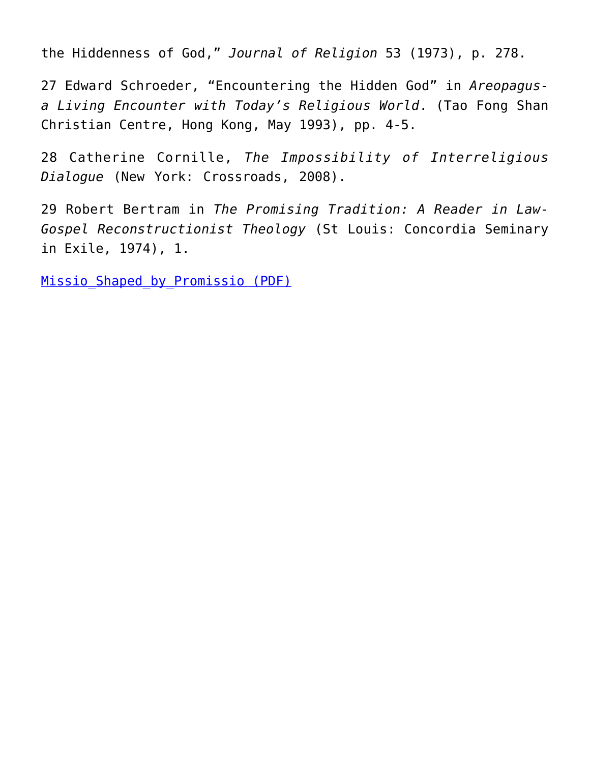the Hiddenness of God," *Journal of Religion* 53 (1973), p. 278.

27 Edward Schroeder, "Encountering the Hidden God" in *Areopagus-a Living Encounter with Today's Religious World*. (Tao Fong Shan Christian Centre, Hong Kong, May 1993), pp. 4-5.

28 Catherine Cornille, *The Impossibility of Interreligious Dialogue* (New York: Crossroads, 2008).

29 Robert Bertram in *The Promising Tradition: A Reader in Law-Gospel Reconstructionist Theology* (St Louis: Concordia Seminary in Exile, 1974), 1.

Missio_Shaped_by_Promissio (PDF)